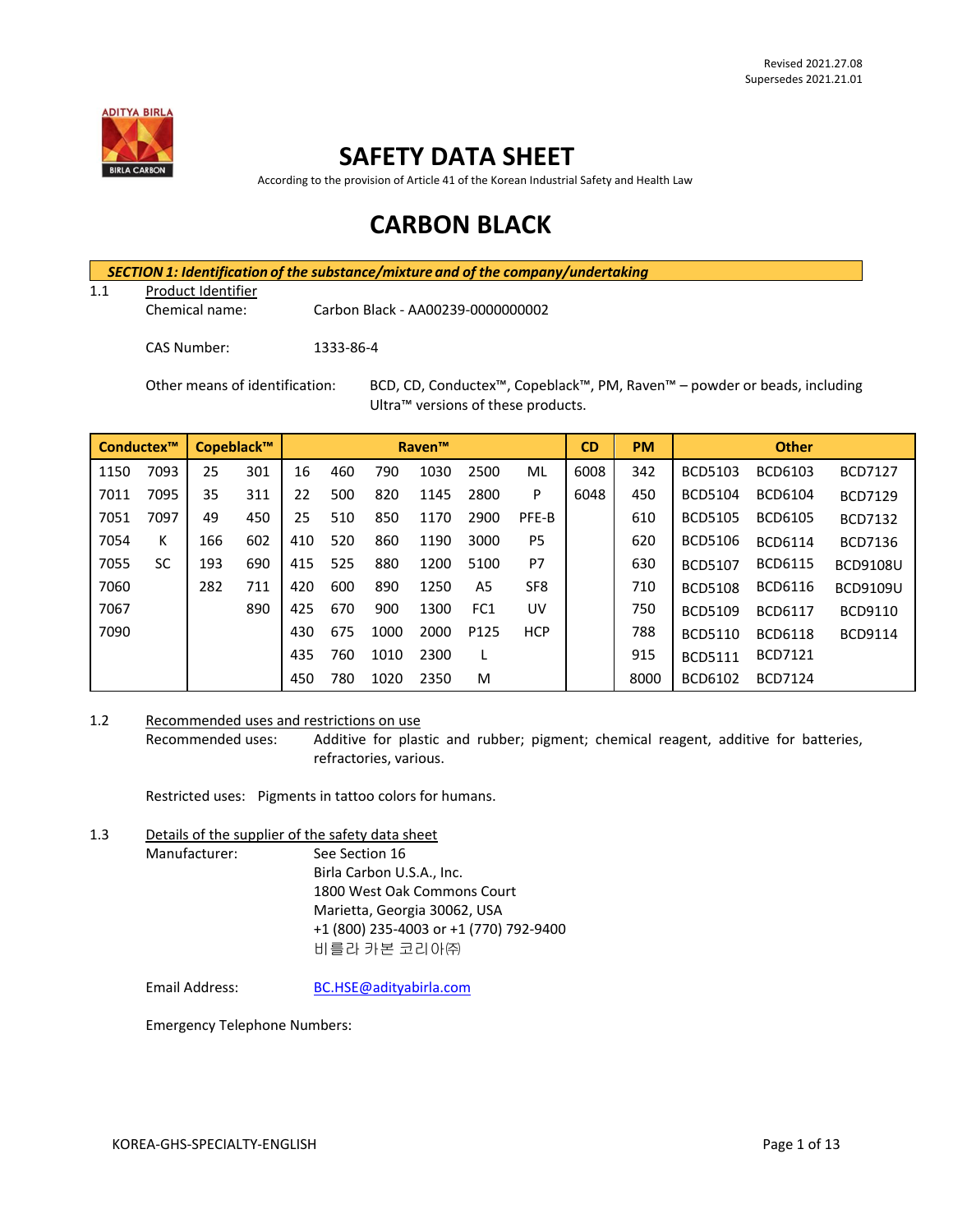Revised 2021.27.08
Supersedes 2021.21.01

# SAFETY DATA SHEET

According to the provision of Article 41 of the Korean Industrial Safety and Health Law

# CARBON BLACK

## *SECTION 1: Identification of the substance/mixture and of the company/undertaking*

1.1 Product Identifier

Chemical name: Carbon Black - AA00239-0000000002

CAS Number: 1333-86-4

Other means of identification: BCD, CD, Conductex™, Copeblack™, PM, Raven™ – powder or beads, including Ultra™ versions of these products.

| Conductex™ | | Copeblack™ | | Raven™ | | | | | | CD | PM | Other | | |
|---|---|---|---|---|---|---|---|---|---|---|---|---|---|---|
| 1150 | 7093 | 25 | 301 | 16 | 460 | 790 | 1030 | 2500 | ML | 6008 | 342 | BCD5103 | BCD6103 | BCD7127 |
| 7011 | 7095 | 35 | 311 | 22 | 500 | 820 | 1145 | 2800 | P | 6048 | 450 | BCD5104 | BCD6104 | BCD7129 |
| 7051 | 7097 | 49 | 450 | 25 | 510 | 850 | 1170 | 2900 | PFE-B | | 610 | BCD5105 | BCD6105 | BCD7132 |
| 7054 | K | 166 | 602 | 410 | 520 | 860 | 1190 | 3000 | P5 | | 620 | BCD5106 | BCD6114 | BCD7136 |
| 7055 | SC | 193 | 690 | 415 | 525 | 880 | 1200 | 5100 | P7 | | 630 | BCD5107 | BCD6115 | BCD9108U |
| 7060 | | 282 | 711 | 420 | 600 | 890 | 1250 | A5 | SF8 | | 710 | BCD5108 | BCD6116 | BCD9109U |
| 7067 | | | 890 | 425 | 670 | 900 | 1300 | FC1 | UV | | 750 | BCD5109 | BCD6117 | BCD9110 |
| 7090 | | | | 430 | 675 | 1000 | 2000 | P125 | HCP | | 788 | BCD5110 | BCD6118 | BCD9114 |
| | | | | 435 | 760 | 1010 | 2300 | L | | | 915 | BCD5111 | BCD7121 | |
| | | | | 450 | 780 | 1020 | 2350 | M | | | 8000 | BCD6102 | BCD7124 | |

1.2 Recommended uses and restrictions on use

Recommended uses: Additive for plastic and rubber; pigment; chemical reagent, additive for batteries, refractories, various.

Restricted uses: Pigments in tattoo colors for humans.

1.3 Details of the supplier of the safety data sheet

Manufacturer: See Section 16
Birla Carbon U.S.A., Inc.
1800 West Oak Commons Court
Marietta, Georgia 30062, USA
+1 (800) 235-4003 or +1 (770) 792-9400
비를라 카본 코리아㈜

Email Address: BC.HSE@adityabirla.com

Emergency Telephone Numbers: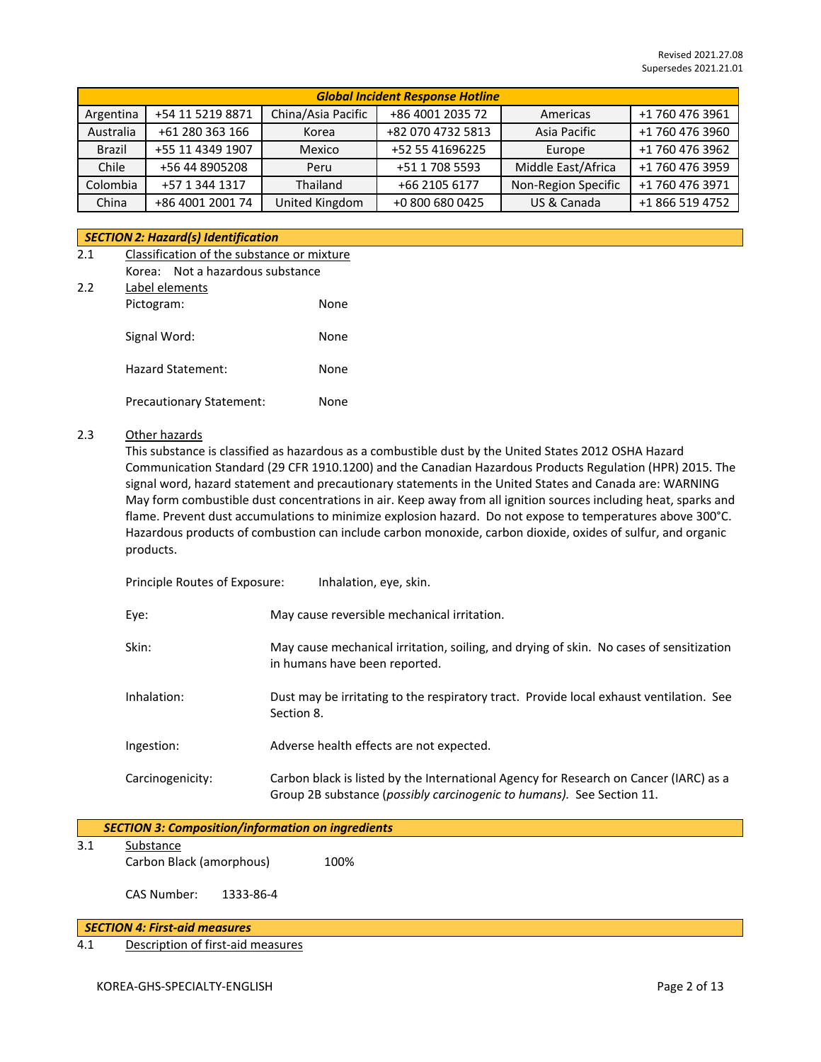Revised 2021.27.08
Supersedes 2021.21.01

| Global Incident Response Hotline | | | | | |
|---|---|---|---|---|---|
| Argentina | +54 11 5219 8871 | China/Asia Pacific | +86 4001 2035 72 | Americas | +1 760 476 3961 |
| Australia | +61 280 363 166 | Korea | +82 070 4732 5813 | Asia Pacific | +1 760 476 3960 |
| Brazil | +55 11 4349 1907 | Mexico | +52 55 41696225 | Europe | +1 760 476 3962 |
| Chile | +56 44 8905208 | Peru | +51 1 708 5593 | Middle East/Africa | +1 760 476 3959 |
| Colombia | +57 1 344 1317 | Thailand | +66 2105 6177 | Non-Region Specific | +1 760 476 3971 |
| China | +86 4001 2001 74 | United Kingdom | +0 800 680 0425 | US & Canada | +1 866 519 4752 |

## *SECTION 2: Hazard(s) Identification*

2.1 Classification of the substance or mixture

Korea: Not a hazardous substance

2.2 Label elements

Pictogram: None

Signal Word: None

Hazard Statement: None

Precautionary Statement: None

2.3 Other hazards

This substance is classified as hazardous as a combustible dust by the United States 2012 OSHA Hazard Communication Standard (29 CFR 1910.1200) and the Canadian Hazardous Products Regulation (HPR) 2015. The signal word, hazard statement and precautionary statements in the United States and Canada are: WARNING May form combustible dust concentrations in air. Keep away from all ignition sources including heat, sparks and flame. Prevent dust accumulations to minimize explosion hazard. Do not expose to temperatures above 300°C. Hazardous products of combustion can include carbon monoxide, carbon dioxide, oxides of sulfur, and organic products.

Principle Routes of Exposure: Inhalation, eye, skin.

Eye: May cause reversible mechanical irritation.

Skin: May cause mechanical irritation, soiling, and drying of skin. No cases of sensitization in humans have been reported.

Inhalation: Dust may be irritating to the respiratory tract. Provide local exhaust ventilation. See Section 8.

Ingestion: Adverse health effects are not expected.

Carcinogenicity: Carbon black is listed by the International Agency for Research on Cancer (IARC) as a Group 2B substance (*possibly carcinogenic to humans).* See Section 11.

## *SECTION 3: Composition/information on ingredients*

3.1 Substance

Carbon Black (amorphous) 100%

CAS Number: 1333-86-4

## *SECTION 4: First-aid measures*

4.1 Description of first-aid measures

KOREA-GHS-SPECIALTY-ENGLISH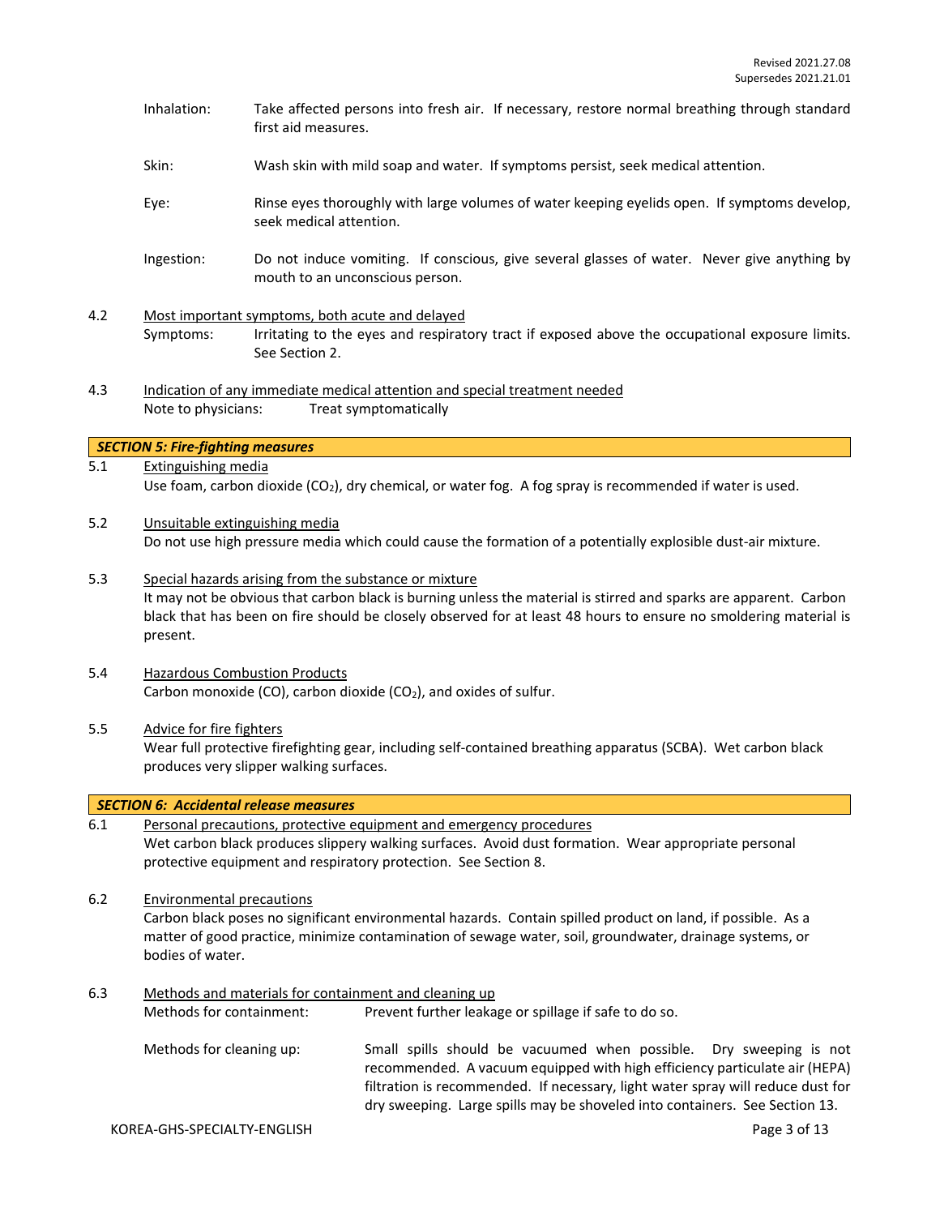Inhalation: Take affected persons into fresh air. If necessary, restore normal breathing through standard first aid measures.

Skin: Wash skin with mild soap and water. If symptoms persist, seek medical attention.

Eye: Rinse eyes thoroughly with large volumes of water keeping eyelids open. If symptoms develop, seek medical attention.

Ingestion: Do not induce vomiting. If conscious, give several glasses of water. Never give anything by mouth to an unconscious person.

4.2 Most important symptoms, both acute and delayed

Symptoms: Irritating to the eyes and respiratory tract if exposed above the occupational exposure limits. See Section 2.

4.3 Indication of any immediate medical attention and special treatment needed

Note to physicians: Treat symptomatically

## *SECTION 5: Fire-fighting measures*

5.1 Extinguishing media

Use foam, carbon dioxide ($CO_2$), dry chemical, or water fog. A fog spray is recommended if water is used.

5.2 Unsuitable extinguishing media

Do not use high pressure media which could cause the formation of a potentially explosible dust-air mixture.

5.3 Special hazards arising from the substance or mixture

It may not be obvious that carbon black is burning unless the material is stirred and sparks are apparent. Carbon black that has been on fire should be closely observed for at least 48 hours to ensure no smoldering material is present.

5.4 Hazardous Combustion Products

Carbon monoxide (CO), carbon dioxide ($CO_2$), and oxides of sulfur.

5.5 Advice for fire fighters

Wear full protective firefighting gear, including self-contained breathing apparatus (SCBA). Wet carbon black produces very slipper walking surfaces.

## *SECTION 6: Accidental release measures*

6.1 Personal precautions, protective equipment and emergency procedures

Wet carbon black produces slippery walking surfaces. Avoid dust formation. Wear appropriate personal protective equipment and respiratory protection. See Section 8.

6.2 Environmental precautions

Carbon black poses no significant environmental hazards. Contain spilled product on land, if possible. As a matter of good practice, minimize contamination of sewage water, soil, groundwater, drainage systems, or bodies of water.

6.3 Methods and materials for containment and cleaning up

Methods for containment: Prevent further leakage or spillage if safe to do so.

Methods for cleaning up: Small spills should be vacuumed when possible. Dry sweeping is not recommended. A vacuum equipped with high efficiency particulate air (HEPA) filtration is recommended. If necessary, light water spray will reduce dust for dry sweeping. Large spills may be shoveled into containers. See Section 13.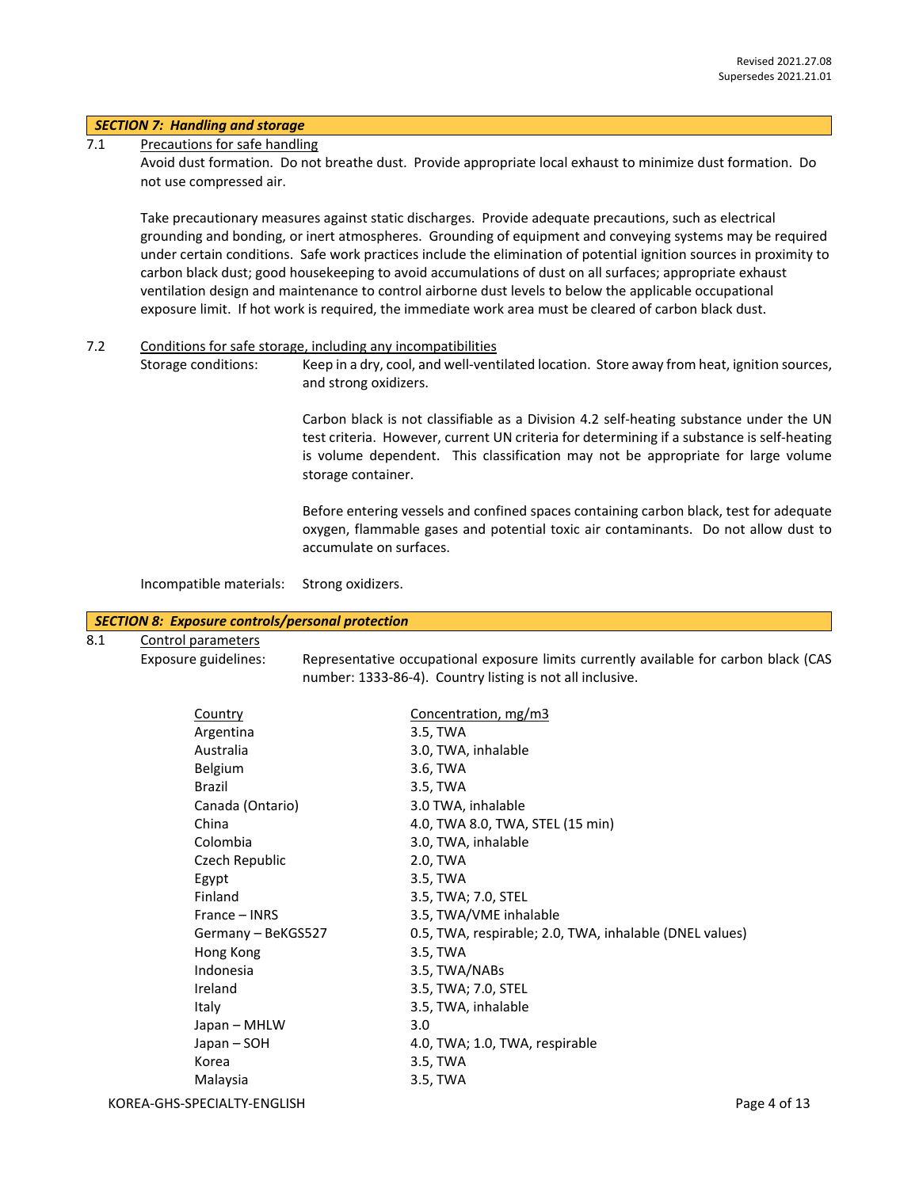Revised 2021.27.08
Supersedes 2021.21.01

## *SECTION 7: Handling and storage*

7.1 Precautions for safe handling

Avoid dust formation. Do not breathe dust. Provide appropriate local exhaust to minimize dust formation. Do not use compressed air.

Take precautionary measures against static discharges. Provide adequate precautions, such as electrical grounding and bonding, or inert atmospheres. Grounding of equipment and conveying systems may be required under certain conditions. Safe work practices include the elimination of potential ignition sources in proximity to carbon black dust; good housekeeping to avoid accumulations of dust on all surfaces; appropriate exhaust ventilation design and maintenance to control airborne dust levels to below the applicable occupational exposure limit. If hot work is required, the immediate work area must be cleared of carbon black dust.

7.2 Conditions for safe storage, including any incompatibilities

Storage conditions: Keep in a dry, cool, and well-ventilated location. Store away from heat, ignition sources, and strong oxidizers.

Carbon black is not classifiable as a Division 4.2 self-heating substance under the UN test criteria. However, current UN criteria for determining if a substance is self-heating is volume dependent. This classification may not be appropriate for large volume storage container.

Before entering vessels and confined spaces containing carbon black, test for adequate oxygen, flammable gases and potential toxic air contaminants. Do not allow dust to accumulate on surfaces.

Incompatible materials: Strong oxidizers.

## *SECTION 8: Exposure controls/personal protection*

8.1 Control parameters

Exposure guidelines: Representative occupational exposure limits currently available for carbon black (CAS number: 1333-86-4). Country listing is not all inclusive.

| Country | Concentration, mg/m3 |
|---|---|
| Argentina | 3.5, TWA |
| Australia | 3.0, TWA, inhalable |
| Belgium | 3.6, TWA |
| Brazil | 3.5, TWA |
| Canada (Ontario) | 3.0 TWA, inhalable |
| China | 4.0, TWA 8.0, TWA, STEL (15 min) |
| Colombia | 3.0, TWA, inhalable |
| Czech Republic | 2.0, TWA |
| Egypt | 3.5, TWA |
| Finland | 3.5, TWA; 7.0, STEL |
| France – INRS | 3.5, TWA/VME inhalable |
| Germany – BeKGS527 | 0.5, TWA, respirable; 2.0, TWA, inhalable (DNEL values) |
| Hong Kong | 3.5, TWA |
| Indonesia | 3.5, TWA/NABs |
| Ireland | 3.5, TWA; 7.0, STEL |
| Italy | 3.5, TWA, inhalable |
| Japan – MHLW | 3.0 |
| Japan – SOH | 4.0, TWA; 1.0, TWA, respirable |
| Korea | 3.5, TWA |
| Malaysia | 3.5, TWA |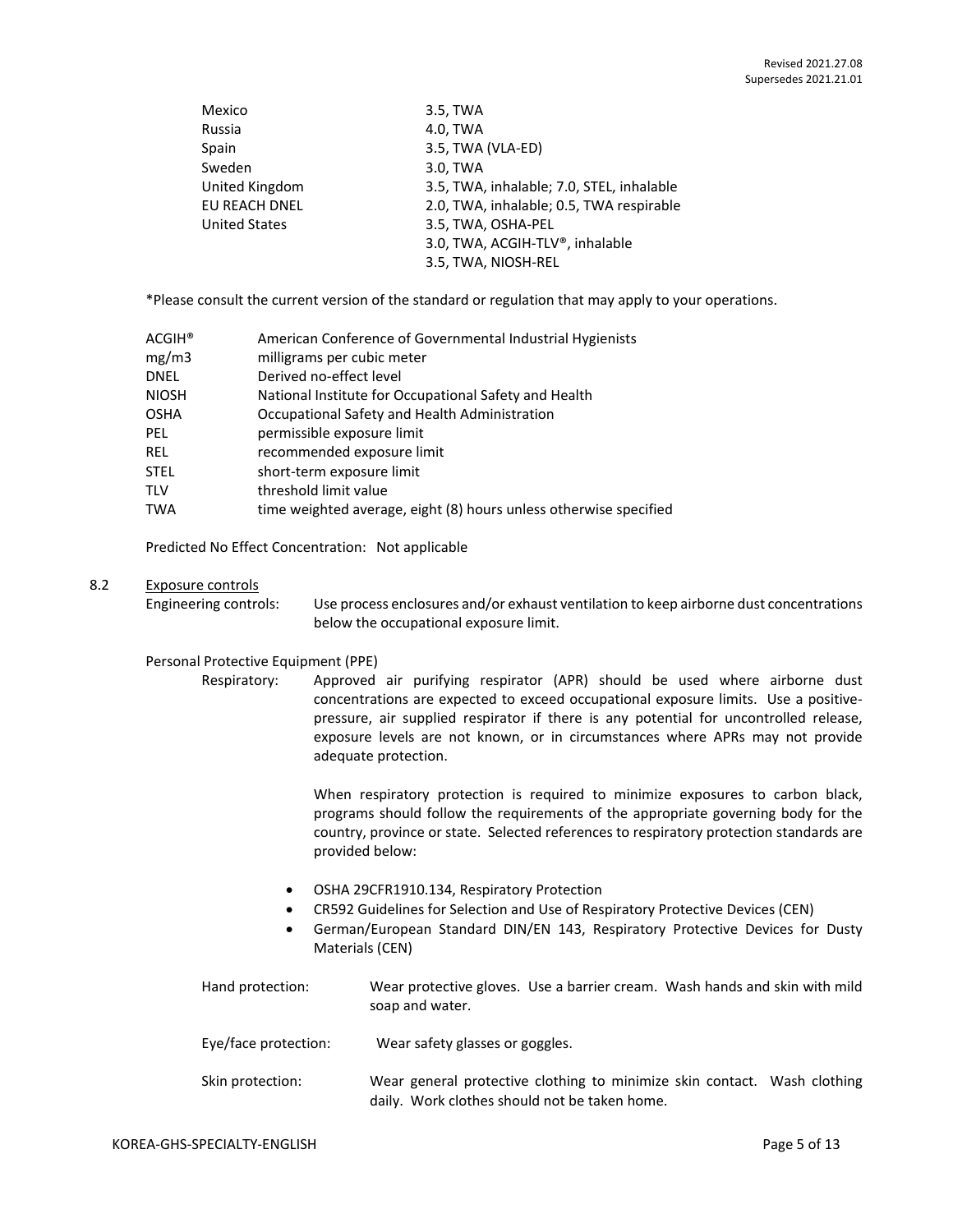| | |
|---|---|
| Mexico | 3.5, TWA |
| Russia | 4.0, TWA |
| Spain | 3.5, TWA (VLA-ED) |
| Sweden | 3.0, TWA |
| United Kingdom | 3.5, TWA, inhalable; 7.0, STEL, inhalable |
| EU REACH DNEL | 2.0, TWA, inhalable; 0.5, TWA respirable |
| United States | 3.5, TWA, OSHA-PEL |
| | 3.0, TWA, ACGIH-TLV®, inhalable |
| | 3.5, TWA, NIOSH-REL |

*Please consult the current version of the standard or regulation that may apply to your operations.

| | |
|---|---|
| ACGIH® | American Conference of Governmental Industrial Hygienists |
| mg/m3 | milligrams per cubic meter |
| DNEL | Derived no-effect level |
| NIOSH | National Institute for Occupational Safety and Health |
| OSHA | Occupational Safety and Health Administration |
| PEL | permissible exposure limit |
| REL | recommended exposure limit |
| STEL | short-term exposure limit |
| TLV | threshold limit value |
| TWA | time weighted average, eight (8) hours unless otherwise specified |

Predicted No Effect Concentration: Not applicable

## 8.2 Exposure controls

Engineering controls: Use process enclosures and/or exhaust ventilation to keep airborne dust concentrations below the occupational exposure limit.

Personal Protective Equipment (PPE)

Respiratory: Approved air purifying respirator (APR) should be used where airborne dust concentrations are expected to exceed occupational exposure limits. Use a positive-pressure, air supplied respirator if there is any potential for uncontrolled release, exposure levels are not known, or in circumstances where APRs may not provide adequate protection.

When respiratory protection is required to minimize exposures to carbon black, programs should follow the requirements of the appropriate governing body for the country, province or state. Selected references to respiratory protection standards are provided below:

- OSHA 29CFR1910.134, Respiratory Protection
- CR592 Guidelines for Selection and Use of Respiratory Protective Devices (CEN)
- German/European Standard DIN/EN 143, Respiratory Protective Devices for Dusty Materials (CEN)

Hand protection: Wear protective gloves. Use a barrier cream. Wash hands and skin with mild soap and water.

Eye/face protection: Wear safety glasses or goggles.

Skin protection: Wear general protective clothing to minimize skin contact. Wash clothing daily. Work clothes should not be taken home.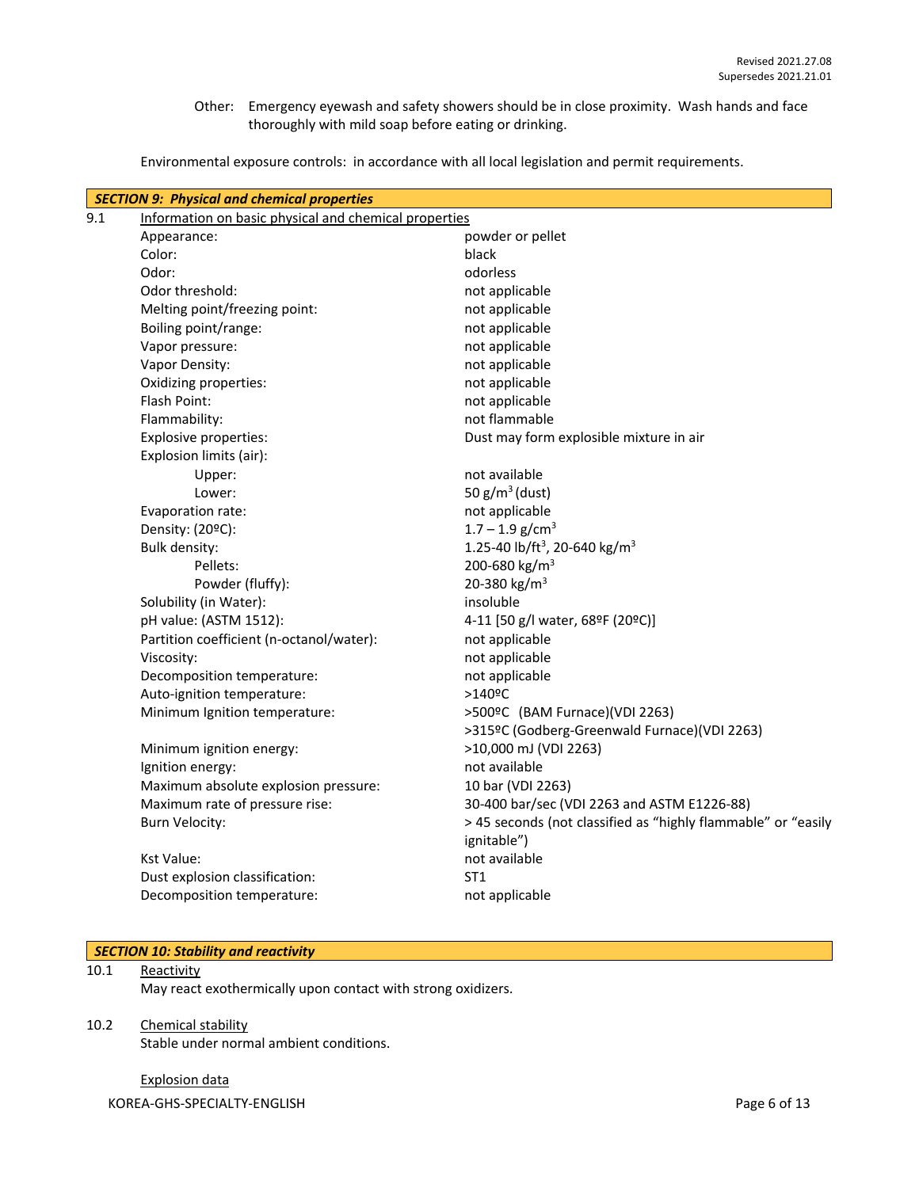Other: Emergency eyewash and safety showers should be in close proximity. Wash hands and face thoroughly with mild soap before eating or drinking.

Environmental exposure controls: in accordance with all local legislation and permit requirements.

## *SECTION 9: Physical and chemical properties*

9.1 Information on basic physical and chemical properties

| Property | Value |
|---|---|
| Appearance: | powder or pellet |
| Color: | black |
| Odor: | odorless |
| Odor threshold: | not applicable |
| Melting point/freezing point: | not applicable |
| Boiling point/range: | not applicable |
| Vapor pressure: | not applicable |
| Vapor Density: | not applicable |
| Oxidizing properties: | not applicable |
| Flash Point: | not applicable |
| Flammability: | not flammable |
| Explosive properties: | Dust may form explosible mixture in air |
| Explosion limits (air): | |
| Upper: | not available |
| Lower: | 50 g/m$^3$ (dust) |
| Evaporation rate: | not applicable |
| Density: (20ºC): | 1.7 – 1.9 g/cm$^3$ |
| Bulk density: | 1.25-40 lb/ft$^3$, 20-640 kg/m$^3$ |
| Pellets: | 200-680 kg/m$^3$ |
| Powder (fluffy): | 20-380 kg/m$^3$ |
| Solubility (in Water): | insoluble |
| pH value: (ASTM 1512): | 4-11 [50 g/l water, 68ºF (20ºC)] |
| Partition coefficient (n-octanol/water): | not applicable |
| Viscosity: | not applicable |
| Decomposition temperature: | not applicable |
| Auto-ignition temperature: | >140ºC |
| Minimum Ignition temperature: | >500ºC (BAM Furnace)(VDI 2263)<br>>315ºC (Godberg-Greenwald Furnace)(VDI 2263) |
| Minimum ignition energy: | >10,000 mJ (VDI 2263) |
| Ignition energy: | not available |
| Maximum absolute explosion pressure: | 10 bar (VDI 2263) |
| Maximum rate of pressure rise: | 30-400 bar/sec (VDI 2263 and ASTM E1226-88) |
| Burn Velocity: | > 45 seconds (not classified as "highly flammable" or "easily ignitable") |
| Kst Value: | not available |
| Dust explosion classification: | ST1 |
| Decomposition temperature: | not applicable |

## *SECTION 10: Stability and reactivity*

10.1 Reactivity

May react exothermically upon contact with strong oxidizers.

10.2 Chemical stability

Stable under normal ambient conditions.

Explosion data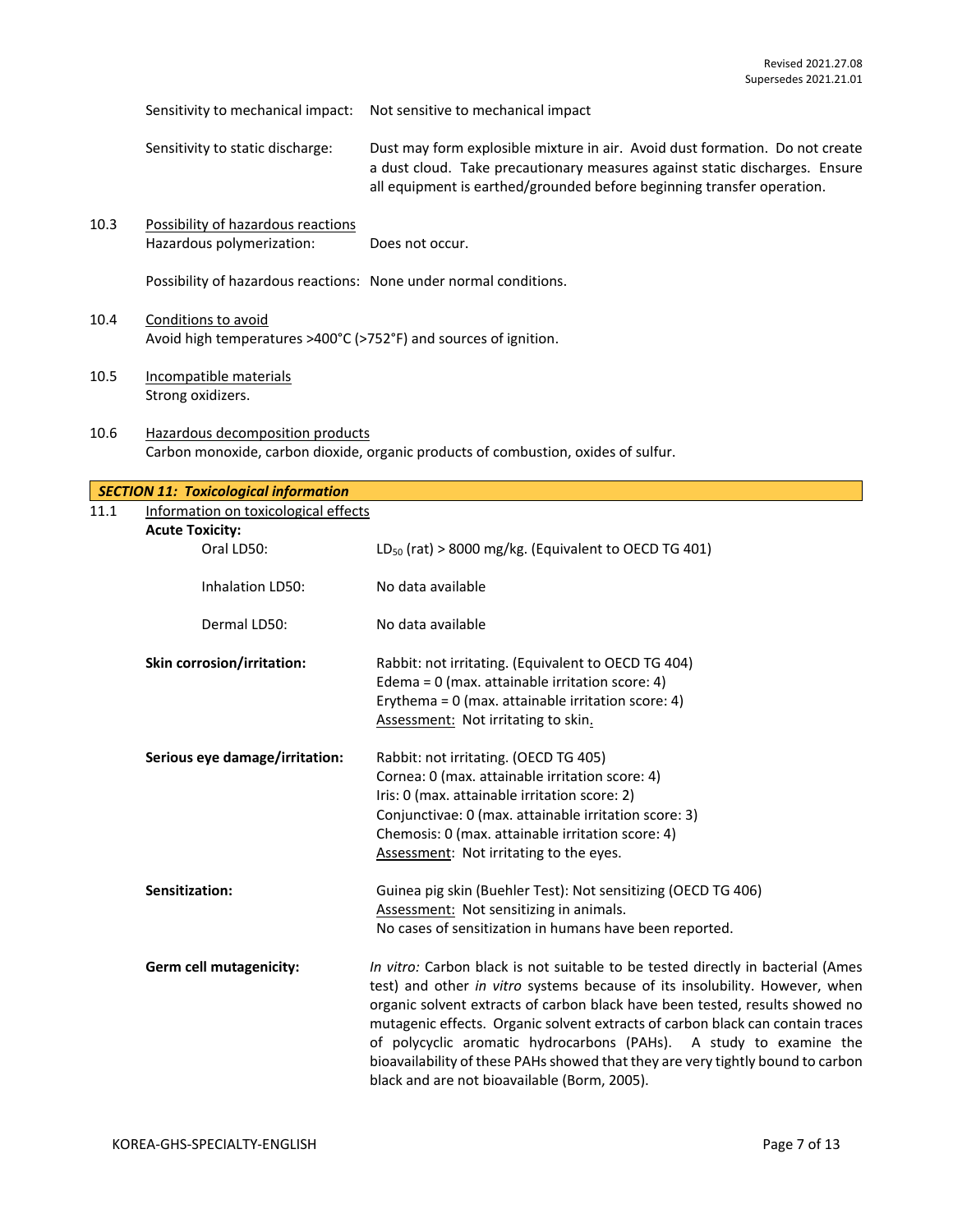Sensitivity to mechanical impact: Not sensitive to mechanical impact

Sensitivity to static discharge: Dust may form explosible mixture in air. Avoid dust formation. Do not create a dust cloud. Take precautionary measures against static discharges. Ensure all equipment is earthed/grounded before beginning transfer operation.

10.3 Possibility of hazardous reactions

Hazardous polymerization: Does not occur.

Possibility of hazardous reactions: None under normal conditions.

10.4 Conditions to avoid

Avoid high temperatures >400°C (>752°F) and sources of ignition.

10.5 Incompatible materials

Strong oxidizers.

10.6 Hazardous decomposition products

Carbon monoxide, carbon dioxide, organic products of combustion, oxides of sulfur.

## *SECTION 11: Toxicological information*

11.1 Information on toxicological effects

**Acute Toxicity:**

Oral LD50: $LD_{50}$ (rat) > 8000 mg/kg. (Equivalent to OECD TG 401)

Inhalation LD50: No data available

Dermal LD50: No data available

**Skin corrosion/irritation:** Rabbit: not irritating. (Equivalent to OECD TG 404)
Edema = 0 (max. attainable irritation score: 4)
Erythema = 0 (max. attainable irritation score: 4)
Assessment: Not irritating to skin.

**Serious eye damage/irritation:** Rabbit: not irritating. (OECD TG 405)
Cornea: 0 (max. attainable irritation score: 4)
Iris: 0 (max. attainable irritation score: 2)
Conjunctivae: 0 (max. attainable irritation score: 3)
Chemosis: 0 (max. attainable irritation score: 4)
Assessment: Not irritating to the eyes.

**Sensitization:** Guinea pig skin (Buehler Test): Not sensitizing (OECD TG 406)
Assessment: Not sensitizing in animals.
No cases of sensitization in humans have been reported.

**Germ cell mutagenicity:** *In vitro:* Carbon black is not suitable to be tested directly in bacterial (Ames test) and other *in vitro* systems because of its insolubility. However, when organic solvent extracts of carbon black have been tested, results showed no mutagenic effects. Organic solvent extracts of carbon black can contain traces of polycyclic aromatic hydrocarbons (PAHs). A study to examine the bioavailability of these PAHs showed that they are very tightly bound to carbon black and are not bioavailable (Borm, 2005).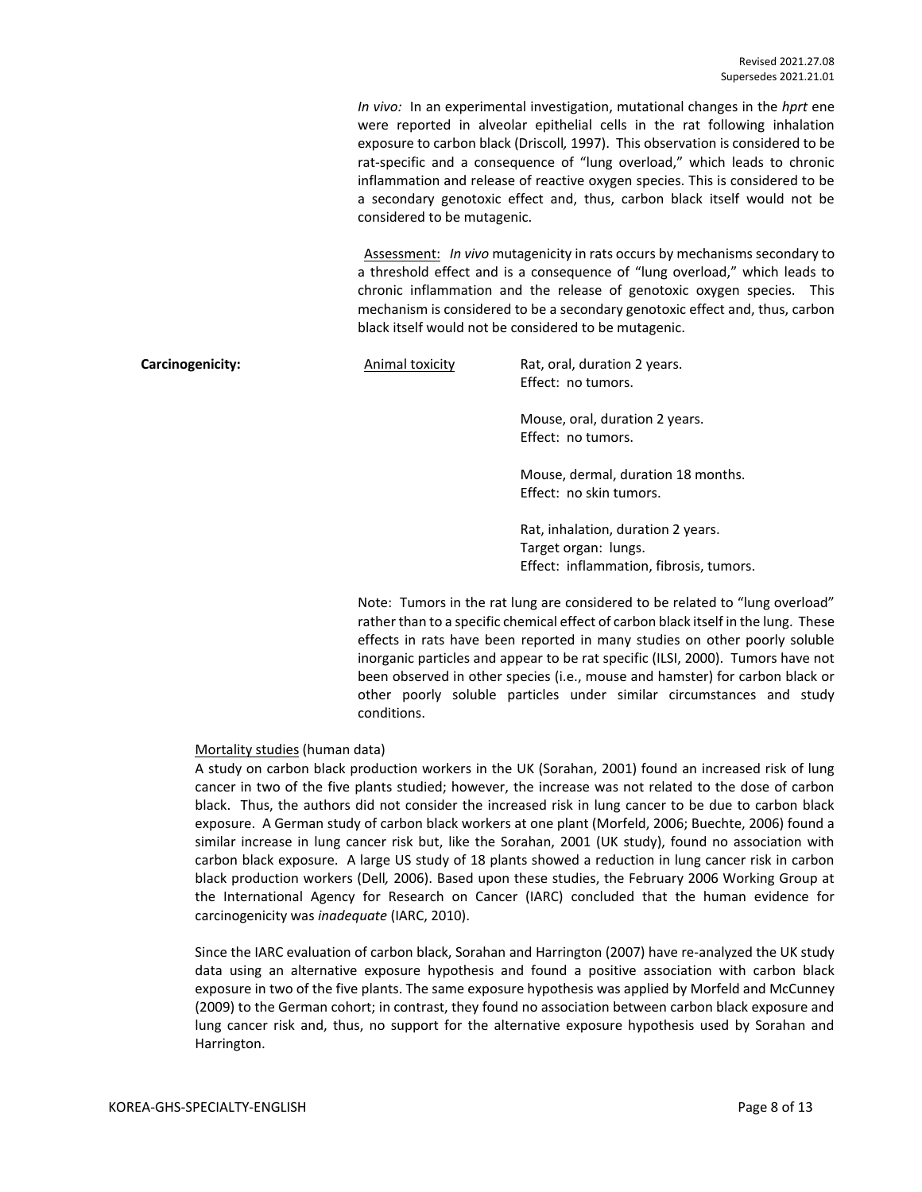*In vivo:* In an experimental investigation, mutational changes in the *hprt* ene were reported in alveolar epithelial cells in the rat following inhalation exposure to carbon black (Driscoll*,* 1997). This observation is considered to be rat-specific and a consequence of "lung overload," which leads to chronic inflammation and release of reactive oxygen species. This is considered to be a secondary genotoxic effect and, thus, carbon black itself would not be considered to be mutagenic.

Assessment: *In vivo* mutagenicity in rats occurs by mechanisms secondary to a threshold effect and is a consequence of "lung overload," which leads to chronic inflammation and the release of genotoxic oxygen species. This mechanism is considered to be a secondary genotoxic effect and, thus, carbon black itself would not be considered to be mutagenic.

**Carcinogenicity:**

Animal toxicity

Rat, oral, duration 2 years.
Effect: no tumors.

Mouse, oral, duration 2 years.
Effect: no tumors.

Mouse, dermal, duration 18 months.
Effect: no skin tumors.

Rat, inhalation, duration 2 years.
Target organ: lungs.
Effect: inflammation, fibrosis, tumors.

Note: Tumors in the rat lung are considered to be related to "lung overload" rather than to a specific chemical effect of carbon black itself in the lung. These effects in rats have been reported in many studies on other poorly soluble inorganic particles and appear to be rat specific (ILSI, 2000). Tumors have not been observed in other species (i.e., mouse and hamster) for carbon black or other poorly soluble particles under similar circumstances and study conditions.

Mortality studies (human data)

A study on carbon black production workers in the UK (Sorahan, 2001) found an increased risk of lung cancer in two of the five plants studied; however, the increase was not related to the dose of carbon black. Thus, the authors did not consider the increased risk in lung cancer to be due to carbon black exposure. A German study of carbon black workers at one plant (Morfeld, 2006; Buechte, 2006) found a similar increase in lung cancer risk but, like the Sorahan, 2001 (UK study), found no association with carbon black exposure. A large US study of 18 plants showed a reduction in lung cancer risk in carbon black production workers (Dell*,* 2006). Based upon these studies, the February 2006 Working Group at the International Agency for Research on Cancer (IARC) concluded that the human evidence for carcinogenicity was *inadequate* (IARC, 2010).

Since the IARC evaluation of carbon black, Sorahan and Harrington (2007) have re-analyzed the UK study data using an alternative exposure hypothesis and found a positive association with carbon black exposure in two of the five plants. The same exposure hypothesis was applied by Morfeld and McCunney (2009) to the German cohort; in contrast, they found no association between carbon black exposure and lung cancer risk and, thus, no support for the alternative exposure hypothesis used by Sorahan and Harrington.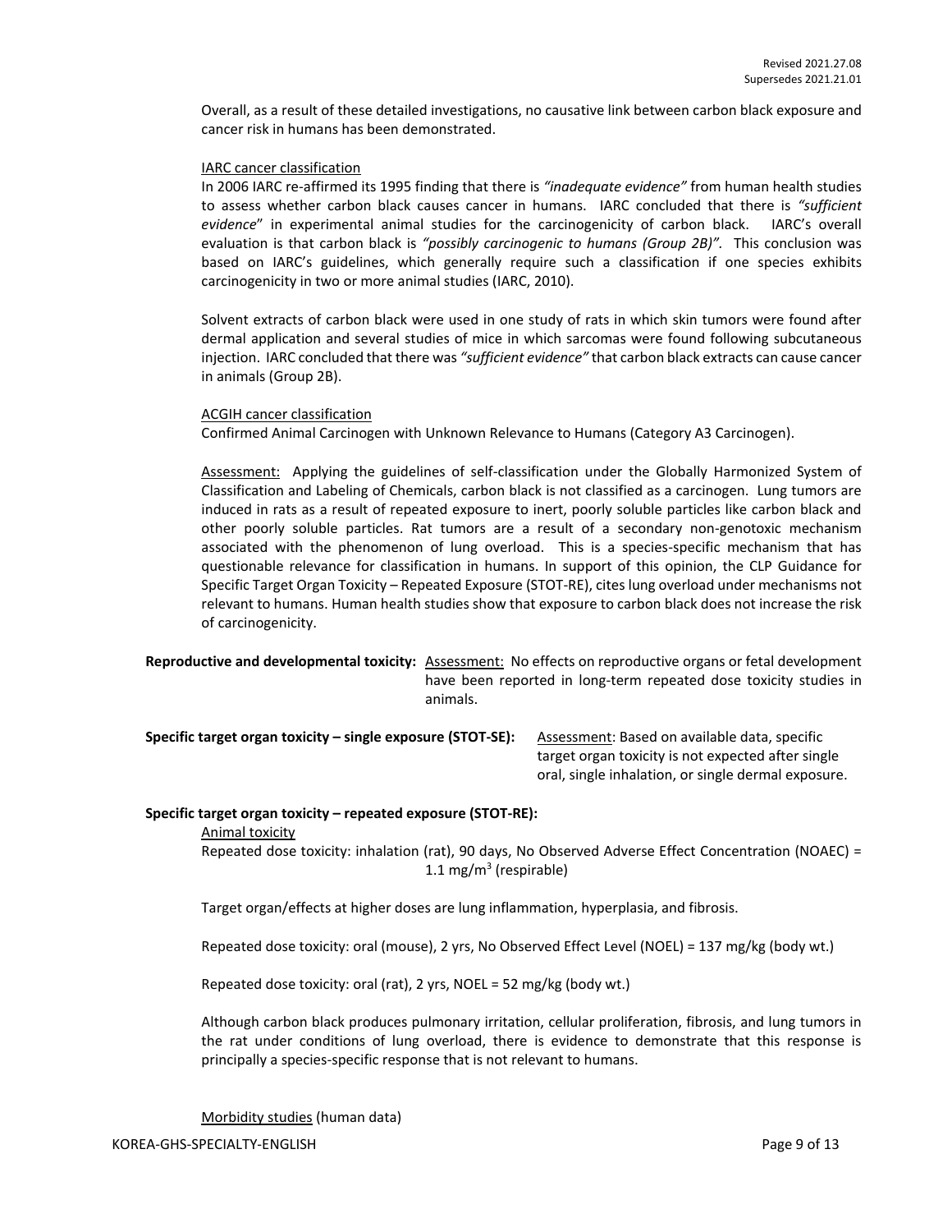Overall, as a result of these detailed investigations, no causative link between carbon black exposure and cancer risk in humans has been demonstrated.

IARC cancer classification

In 2006 IARC re-affirmed its 1995 finding that there is *"inadequate evidence"* from human health studies to assess whether carbon black causes cancer in humans. IARC concluded that there is *"sufficient evidence*" in experimental animal studies for the carcinogenicity of carbon black. IARC's overall evaluation is that carbon black is *"possibly carcinogenic to humans (Group 2B)"*. This conclusion was based on IARC's guidelines, which generally require such a classification if one species exhibits carcinogenicity in two or more animal studies (IARC, 2010).

Solvent extracts of carbon black were used in one study of rats in which skin tumors were found after dermal application and several studies of mice in which sarcomas were found following subcutaneous injection. IARC concluded that there was *"sufficient evidence"* that carbon black extracts can cause cancer in animals (Group 2B).

ACGIH cancer classification

Confirmed Animal Carcinogen with Unknown Relevance to Humans (Category A3 Carcinogen).

Assessment: Applying the guidelines of self-classification under the Globally Harmonized System of Classification and Labeling of Chemicals, carbon black is not classified as a carcinogen. Lung tumors are induced in rats as a result of repeated exposure to inert, poorly soluble particles like carbon black and other poorly soluble particles. Rat tumors are a result of a secondary non-genotoxic mechanism associated with the phenomenon of lung overload. This is a species-specific mechanism that has questionable relevance for classification in humans. In support of this opinion, the CLP Guidance for Specific Target Organ Toxicity – Repeated Exposure (STOT-RE), cites lung overload under mechanisms not relevant to humans. Human health studies show that exposure to carbon black does not increase the risk of carcinogenicity.

**Reproductive and developmental toxicity:** Assessment: No effects on reproductive organs or fetal development have been reported in long-term repeated dose toxicity studies in animals.

**Specific target organ toxicity – single exposure (STOT-SE):** Assessment: Based on available data, specific target organ toxicity is not expected after single oral, single inhalation, or single dermal exposure.

**Specific target organ toxicity – repeated exposure (STOT-RE):**

Animal toxicity

Repeated dose toxicity: inhalation (rat), 90 days, No Observed Adverse Effect Concentration (NOAEC) = 1.1 mg/m$^3$ (respirable)

Target organ/effects at higher doses are lung inflammation, hyperplasia, and fibrosis.

Repeated dose toxicity: oral (mouse), 2 yrs, No Observed Effect Level (NOEL) = 137 mg/kg (body wt.)

Repeated dose toxicity: oral (rat), 2 yrs, NOEL = 52 mg/kg (body wt.)

Although carbon black produces pulmonary irritation, cellular proliferation, fibrosis, and lung tumors in the rat under conditions of lung overload, there is evidence to demonstrate that this response is principally a species-specific response that is not relevant to humans.

Morbidity studies (human data)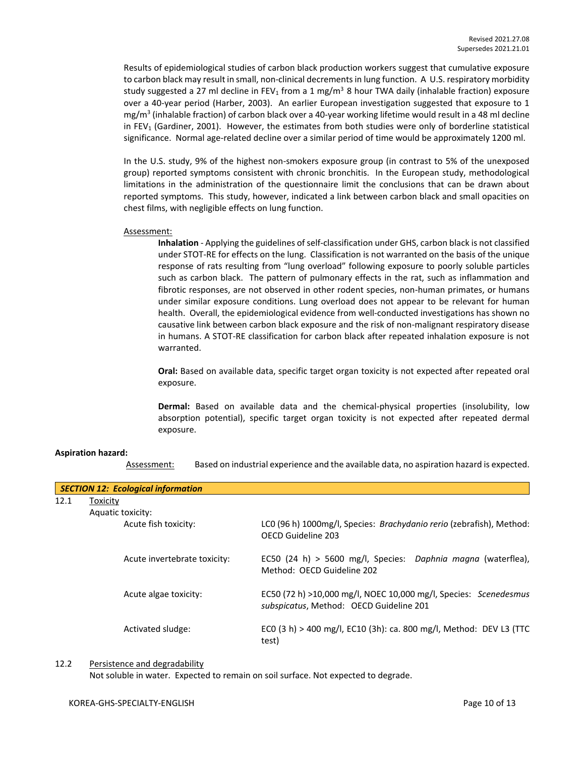Results of epidemiological studies of carbon black production workers suggest that cumulative exposure to carbon black may result in small, non-clinical decrements in lung function. A U.S. respiratory morbidity study suggested a 27 ml decline in $FEV_1$ from a 1 $mg/m^3$ 8 hour TWA daily (inhalable fraction) exposure over a 40-year period (Harber, 2003). An earlier European investigation suggested that exposure to 1 $mg/m^3$ (inhalable fraction) of carbon black over a 40-year working lifetime would result in a 48 ml decline in $FEV_1$ (Gardiner, 2001). However, the estimates from both studies were only of borderline statistical significance. Normal age-related decline over a similar period of time would be approximately 1200 ml.

In the U.S. study, 9% of the highest non-smokers exposure group (in contrast to 5% of the unexposed group) reported symptoms consistent with chronic bronchitis. In the European study, methodological limitations in the administration of the questionnaire limit the conclusions that can be drawn about reported symptoms. This study, however, indicated a link between carbon black and small opacities on chest films, with negligible effects on lung function.

Assessment:

**Inhalation** - Applying the guidelines of self-classification under GHS, carbon black is not classified under STOT-RE for effects on the lung. Classification is not warranted on the basis of the unique response of rats resulting from "lung overload" following exposure to poorly soluble particles such as carbon black. The pattern of pulmonary effects in the rat, such as inflammation and fibrotic responses, are not observed in other rodent species, non-human primates, or humans under similar exposure conditions. Lung overload does not appear to be relevant for human health. Overall, the epidemiological evidence from well-conducted investigations has shown no causative link between carbon black exposure and the risk of non-malignant respiratory disease in humans. A STOT-RE classification for carbon black after repeated inhalation exposure is not warranted.

**Oral:** Based on available data, specific target organ toxicity is not expected after repeated oral exposure.

**Dermal:** Based on available data and the chemical-physical properties (insolubility, low absorption potential), specific target organ toxicity is not expected after repeated dermal exposure.

**Aspiration hazard:**

Assessment: Based on industrial experience and the available data, no aspiration hazard is expected.

## *SECTION 12: Ecological information*

12.1 Toxicity

Aquatic toxicity:

| | |
|---|---|
| Acute fish toxicity: | LC0 (96 h) 1000mg/l, Species: *Brachydanio rerio* (zebrafish), Method: OECD Guideline 203 |
| Acute invertebrate toxicity: | EC50 (24 h) > 5600 mg/l, Species: *Daphnia magna* (waterflea), Method: OECD Guideline 202 |
| Acute algae toxicity: | EC50 (72 h) >10,000 mg/l, NOEC 10,000 mg/l, Species: *Scenedesmus subspicatus*, Method: OECD Guideline 201 |
| Activated sludge: | EC0 (3 h) > 400 mg/l, EC10 (3h): ca. 800 mg/l, Method: DEV L3 (TTC test) |

12.2 Persistence and degradability

Not soluble in water. Expected to remain on soil surface. Not expected to degrade.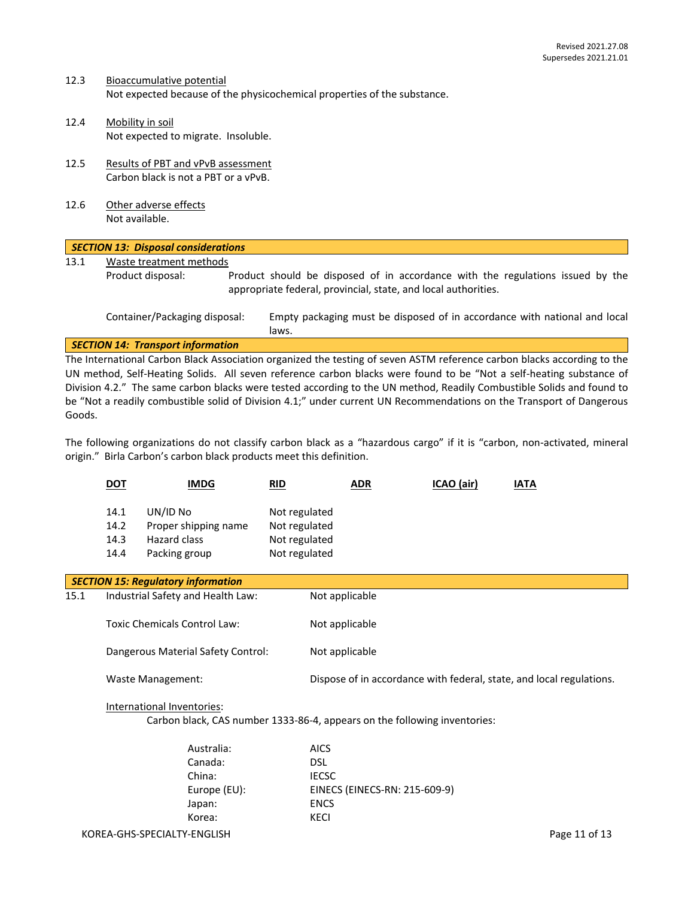12.3 Bioaccumulative potential

Not expected because of the physicochemical properties of the substance.

12.4 Mobility in soil

Not expected to migrate. Insoluble.

12.5 Results of PBT and vPvB assessment

Carbon black is not a PBT or a vPvB.

12.6 Other adverse effects

Not available.

## *SECTION 13: Disposal considerations*

13.1 Waste treatment methods

Product disposal: Product should be disposed of in accordance with the regulations issued by the appropriate federal, provincial, state, and local authorities.

Container/Packaging disposal: Empty packaging must be disposed of in accordance with national and local laws.

## *SECTION 14: Transport information*

The International Carbon Black Association organized the testing of seven ASTM reference carbon blacks according to the UN method, Self-Heating Solids. All seven reference carbon blacks were found to be "Not a self-heating substance of Division 4.2." The same carbon blacks were tested according to the UN method, Readily Combustible Solids and found to be "Not a readily combustible solid of Division 4.1;" under current UN Recommendations on the Transport of Dangerous Goods.

The following organizations do not classify carbon black as a "hazardous cargo" if it is "carbon, non-activated, mineral origin." Birla Carbon's carbon black products meet this definition.

DOT | IMDG | RID | ADR | ICAO (air) | IATA

| | | |
|---|---|---|
| 14.1 | UN/ID No | Not regulated |
| 14.2 | Proper shipping name | Not regulated |
| 14.3 | Hazard class | Not regulated |
| 14.4 | Packing group | Not regulated |

## *SECTION 15: Regulatory information*

15.1 Industrial Safety and Health Law: Not applicable

Toxic Chemicals Control Law: Not applicable

Dangerous Material Safety Control: Not applicable

Waste Management: Dispose of in accordance with federal, state, and local regulations.

International Inventories:

Carbon black, CAS number 1333-86-4, appears on the following inventories:

| | |
|---|---|
| Australia: | AICS |
| Canada: | DSL |
| China: | IECSC |
| Europe (EU): | EINECS (EINECS-RN: 215-609-9) |
| Japan: | ENCS |
| Korea: | KECI |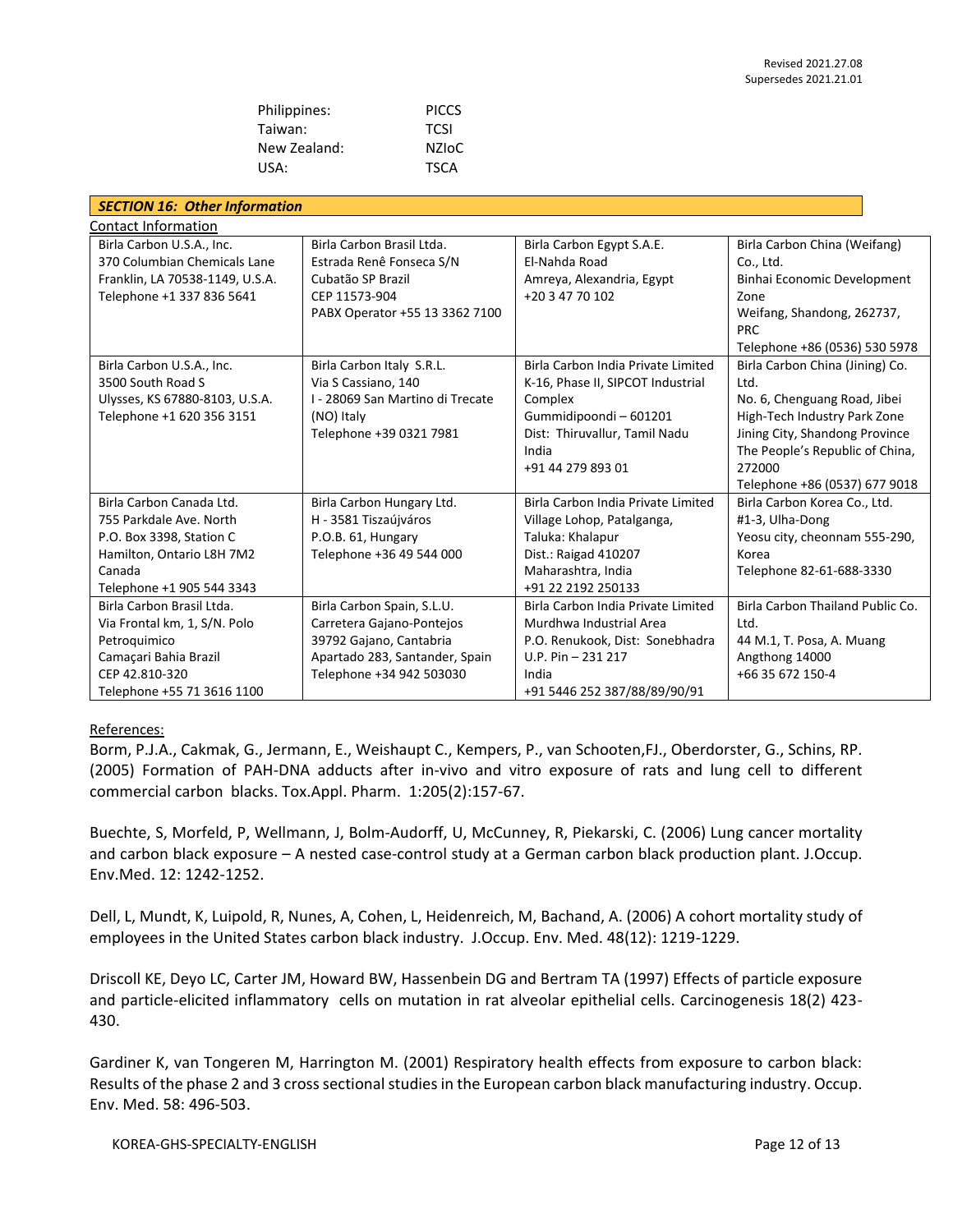| | |
|---|---|
| Philippines: | PICCS |
| Taiwan: | TCSI |
| New Zealand: | NZIoC |
| USA: | TSCA |

## SECTION 16: Other Information

Contact Information

| | | | |
|---|---|---|---|
| Birla Carbon U.S.A., Inc.<br>370 Columbian Chemicals Lane<br>Franklin, LA 70538-1149, U.S.A.<br>Telephone +1 337 836 5641 | Birla Carbon Brasil Ltda.<br>Estrada Renê Fonseca S/N<br>Cubatão SP Brazil<br>CEP 11573-904<br>PABX Operator +55 13 3362 7100 | Birla Carbon Egypt S.A.E.<br>El-Nahda Road<br>Amreya, Alexandria, Egypt<br>+20 3 47 70 102 | Birla Carbon China (Weifang) Co., Ltd.<br>Binhai Economic Development Zone<br>Weifang, Shandong, 262737, PRC<br>Telephone +86 (0536) 530 5978 |
| Birla Carbon U.S.A., Inc.<br>3500 South Road S<br>Ulysses, KS 67880-8103, U.S.A.<br>Telephone +1 620 356 3151 | Birla Carbon Italy S.R.L.<br>Via S Cassiano, 140<br>I - 28069 San Martino di Trecate (NO) Italy<br>Telephone +39 0321 7981 | Birla Carbon India Private Limited<br>K-16, Phase II, SIPCOT Industrial Complex<br>Gummidipoondi – 601201<br>Dist: Thiruvallur, Tamil Nadu<br>India<br>+91 44 279 893 01 | Birla Carbon China (Jining) Co. Ltd.<br>No. 6, Chenguang Road, Jibei High-Tech Industry Park Zone<br>Jining City, Shandong Province<br>The People's Republic of China, 272000<br>Telephone +86 (0537) 677 9018 |
| Birla Carbon Canada Ltd.<br>755 Parkdale Ave. North<br>P.O. Box 3398, Station C<br>Hamilton, Ontario L8H 7M2<br>Canada<br>Telephone +1 905 544 3343 | Birla Carbon Hungary Ltd.<br>H - 3581 Tiszaújváros<br>P.O.B. 61, Hungary<br>Telephone +36 49 544 000 | Birla Carbon India Private Limited<br>Village Lohop, Patalganga,<br>Taluka: Khalapur<br>Dist.: Raigad 410207<br>Maharashtra, India<br>+91 22 2192 250133 | Birla Carbon Korea Co., Ltd.<br>#1-3, Ulha-Dong<br>Yeosu city, cheonnam 555-290, Korea<br>Telephone 82-61-688-3330 |
| Birla Carbon Brasil Ltda.<br>Via Frontal km, 1, S/N. Polo Petroquimico<br>Camaçari Bahia Brazil<br>CEP 42.810-320<br>Telephone +55 71 3616 1100 | Birla Carbon Spain, S.L.U.<br>Carretera Gajano-Pontejos<br>39792 Gajano, Cantabria<br>Apartado 283, Santander, Spain<br>Telephone +34 942 503030 | Birla Carbon India Private Limited<br>Murdhwa Industrial Area<br>P.O. Renukook, Dist: Sonebhadra<br>U.P. Pin – 231 217<br>India<br>+91 5446 252 387/88/89/90/91 | Birla Carbon Thailand Public Co. Ltd.<br>44 M.1, T. Posa, A. Muang<br>Angthong 14000<br>+66 35 672 150-4 |

References:

Borm, P.J.A., Cakmak, G., Jermann, E., Weishaupt C., Kempers, P., van Schooten,FJ., Oberdorster, G., Schins, RP. (2005) Formation of PAH-DNA adducts after in-vivo and vitro exposure of rats and lung cell to different commercial carbon blacks. Tox.Appl. Pharm. 1:205(2):157-67.

Buechte, S, Morfeld, P, Wellmann, J, Bolm-Audorff, U, McCunney, R, Piekarski, C. (2006) Lung cancer mortality and carbon black exposure – A nested case-control study at a German carbon black production plant. J.Occup. Env.Med. 12: 1242-1252.

Dell, L, Mundt, K, Luipold, R, Nunes, A, Cohen, L, Heidenreich, M, Bachand, A. (2006) A cohort mortality study of employees in the United States carbon black industry. J.Occup. Env. Med. 48(12): 1219-1229.

Driscoll KE, Deyo LC, Carter JM, Howard BW, Hassenbein DG and Bertram TA (1997) Effects of particle exposure and particle-elicited inflammatory cells on mutation in rat alveolar epithelial cells. Carcinogenesis 18(2) 423-430.

Gardiner K, van Tongeren M, Harrington M. (2001) Respiratory health effects from exposure to carbon black: Results of the phase 2 and 3 cross sectional studies in the European carbon black manufacturing industry. Occup. Env. Med. 58: 496-503.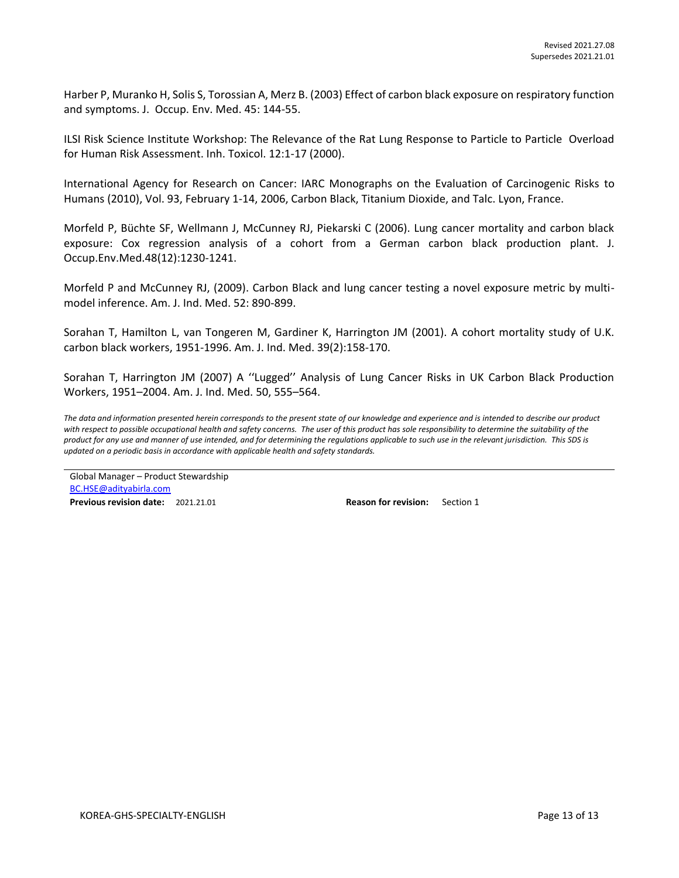Harber P, Muranko H, Solis S, Torossian A, Merz B. (2003) Effect of carbon black exposure on respiratory function and symptoms. J. Occup. Env. Med. 45: 144-55.

ILSI Risk Science Institute Workshop: The Relevance of the Rat Lung Response to Particle to Particle Overload for Human Risk Assessment. Inh. Toxicol. 12:1-17 (2000).

International Agency for Research on Cancer: IARC Monographs on the Evaluation of Carcinogenic Risks to Humans (2010), Vol. 93, February 1-14, 2006, Carbon Black, Titanium Dioxide, and Talc. Lyon, France.

Morfeld P, Büchte SF, Wellmann J, McCunney RJ, Piekarski C (2006). Lung cancer mortality and carbon black exposure: Cox regression analysis of a cohort from a German carbon black production plant. J. Occup.Env.Med.48(12):1230-1241.

Morfeld P and McCunney RJ, (2009). Carbon Black and lung cancer testing a novel exposure metric by multi-model inference. Am. J. Ind. Med. 52: 890-899.

Sorahan T, Hamilton L, van Tongeren M, Gardiner K, Harrington JM (2001). A cohort mortality study of U.K. carbon black workers, 1951-1996. Am. J. Ind. Med. 39(2):158-170.

Sorahan T, Harrington JM (2007) A ''Lugged'' Analysis of Lung Cancer Risks in UK Carbon Black Production Workers, 1951–2004. Am. J. Ind. Med. 50, 555–564.

*The data and information presented herein corresponds to the present state of our knowledge and experience and is intended to describe our product with respect to possible occupational health and safety concerns. The user of this product has sole responsibility to determine the suitability of the product for any use and manner of use intended, and for determining the regulations applicable to such use in the relevant jurisdiction. This SDS is updated on a periodic basis in accordance with applicable health and safety standards.*

---

Global Manager – Product Stewardship
BC.HSE@adityabirla.com

**Previous revision date:** 2021.21.01 **Reason for revision:** Section 1